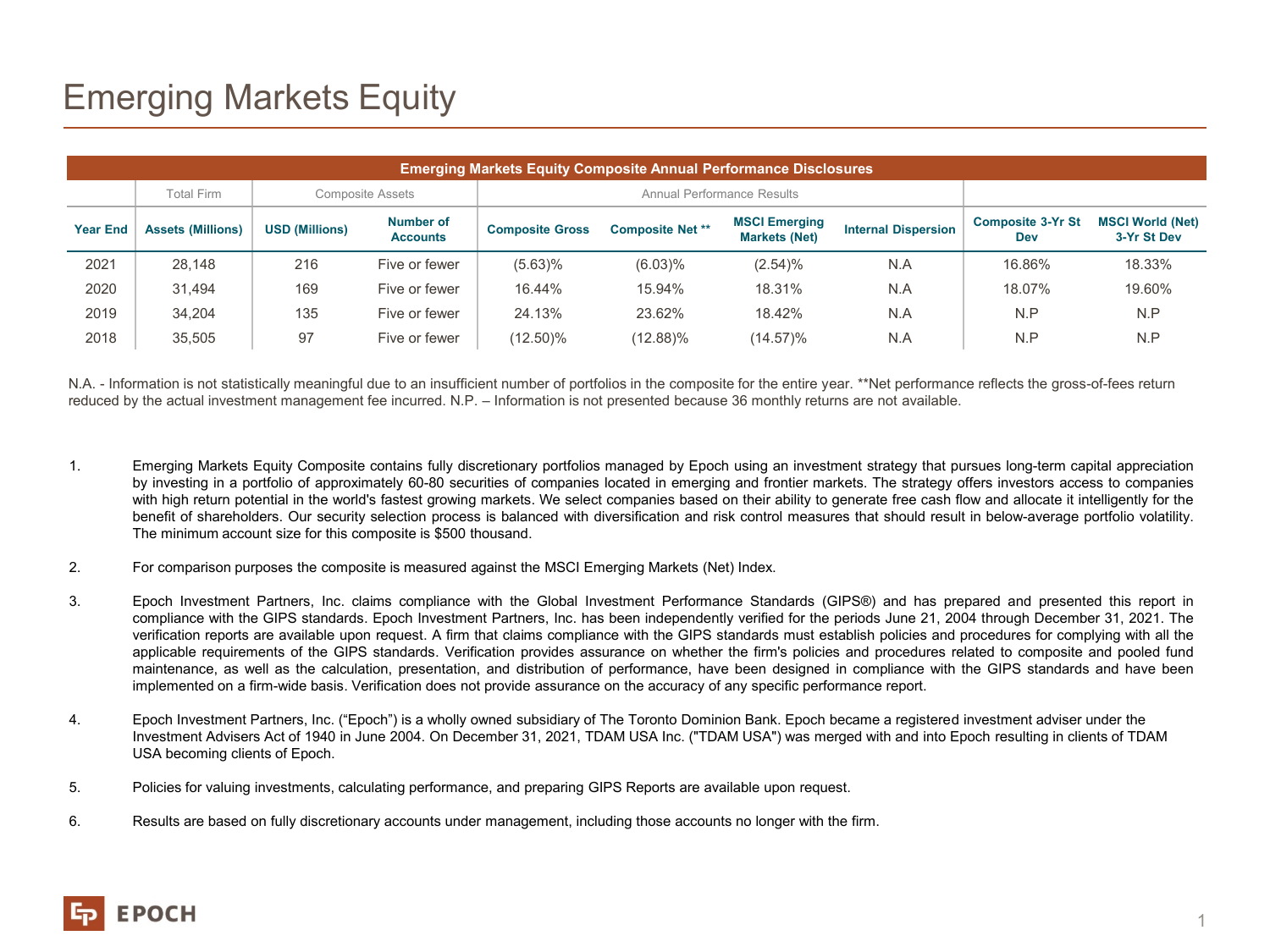# Emerging Markets Equity

| Emerging Markets Equity Composite Annual Performance Disclosures | | | | | | | | | |
|---|---|---|---|---|---|---|---|---|---|
| | Total Firm | Composite Assets | | Annual Performance Results | | | | | |
| **Year End** | **Assets (Millions)** | **USD (Millions)** | **Number of Accounts** | **Composite Gross** | **Composite Net \*\*** | **MSCI Emerging Markets (Net)** | **Internal Dispersion** | **Composite 3-Yr St Dev** | **MSCI World (Net) 3-Yr St Dev** |
| 2021 | 28,148 | 216 | Five or fewer | (5.63)% | (6.03)% | (2.54)% | N.A | 16.86% | 18.33% |
| 2020 | 31,494 | 169 | Five or fewer | 16.44% | 15.94% | 18.31% | N.A | 18.07% | 19.60% |
| 2019 | 34,204 | 135 | Five or fewer | 24.13% | 23.62% | 18.42% | N.A | N.P | N.P |
| 2018 | 35,505 | 97 | Five or fewer | (12.50)% | (12.88)% | (14.57)% | N.A | N.P | N.P |

N.A. - Information is not statistically meaningful due to an insufficient number of portfolios in the composite for the entire year. **Net performance reflects the gross-of-fees return reduced by the actual investment management fee incurred. N.P. – Information is not presented because 36 monthly returns are not available.

1. Emerging Markets Equity Composite contains fully discretionary portfolios managed by Epoch using an investment strategy that pursues long-term capital appreciation by investing in a portfolio of approximately 60-80 securities of companies located in emerging and frontier markets. The strategy offers investors access to companies with high return potential in the world's fastest growing markets. We select companies based on their ability to generate free cash flow and allocate it intelligently for the benefit of shareholders. Our security selection process is balanced with diversification and risk control measures that should result in below-average portfolio volatility. The minimum account size for this composite is $500 thousand.

2. For comparison purposes the composite is measured against the MSCI Emerging Markets (Net) Index.

3. Epoch Investment Partners, Inc. claims compliance with the Global Investment Performance Standards (GIPS®) and has prepared and presented this report in compliance with the GIPS standards. Epoch Investment Partners, Inc. has been independently verified for the periods June 21, 2004 through December 31, 2021. The verification reports are available upon request. A firm that claims compliance with the GIPS standards must establish policies and procedures for complying with all the applicable requirements of the GIPS standards. Verification provides assurance on whether the firm's policies and procedures related to composite and pooled fund maintenance, as well as the calculation, presentation, and distribution of performance, have been designed in compliance with the GIPS standards and have been implemented on a firm-wide basis. Verification does not provide assurance on the accuracy of any specific performance report.

4. Epoch Investment Partners, Inc. ("Epoch") is a wholly owned subsidiary of The Toronto Dominion Bank. Epoch became a registered investment adviser under the Investment Advisers Act of 1940 in June 2004. On December 31, 2021, TDAM USA Inc. ("TDAM USA") was merged with and into Epoch resulting in clients of TDAM USA becoming clients of Epoch.

5. Policies for valuing investments, calculating performance, and preparing GIPS Reports are available upon request.

6. Results are based on fully discretionary accounts under management, including those accounts no longer with the firm.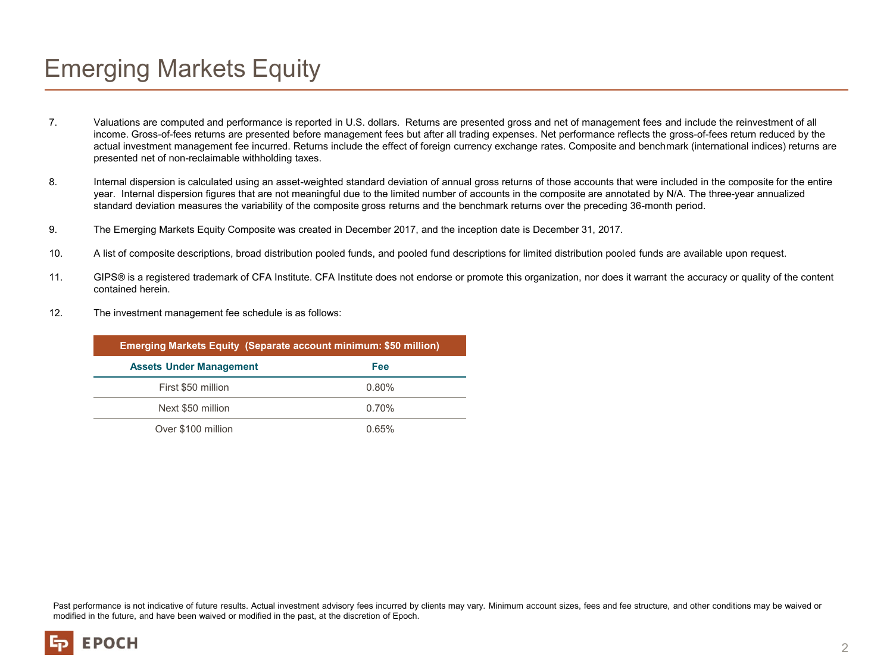# Emerging Markets Equity

7. Valuations are computed and performance is reported in U.S. dollars. Returns are presented gross and net of management fees and include the reinvestment of all income. Gross-of-fees returns are presented before management fees but after all trading expenses. Net performance reflects the gross-of-fees return reduced by the actual investment management fee incurred. Returns include the effect of foreign currency exchange rates. Composite and benchmark (international indices) returns are presented net of non-reclaimable withholding taxes.

8. Internal dispersion is calculated using an asset-weighted standard deviation of annual gross returns of those accounts that were included in the composite for the entire year. Internal dispersion figures that are not meaningful due to the limited number of accounts in the composite are annotated by N/A. The three-year annualized standard deviation measures the variability of the composite gross returns and the benchmark returns over the preceding 36-month period.

9. The Emerging Markets Equity Composite was created in December 2017, and the inception date is December 31, 2017.

10. A list of composite descriptions, broad distribution pooled funds, and pooled fund descriptions for limited distribution pooled funds are available upon request.

11. GIPS® is a registered trademark of CFA Institute. CFA Institute does not endorse or promote this organization, nor does it warrant the accuracy or quality of the content contained herein.

12. The investment management fee schedule is as follows:

| Emerging Markets Equity (Separate account minimum: $50 million) | |
|---|---|
| **Assets Under Management** | **Fee** |
| First $50 million | 0.80% |
| Next $50 million | 0.70% |
| Over $100 million | 0.65% |

Past performance is not indicative of future results. Actual investment advisory fees incurred by clients may vary. Minimum account sizes, fees and fee structure, and other conditions may be waived or modified in the future, and have been waived or modified in the past, at the discretion of Epoch.